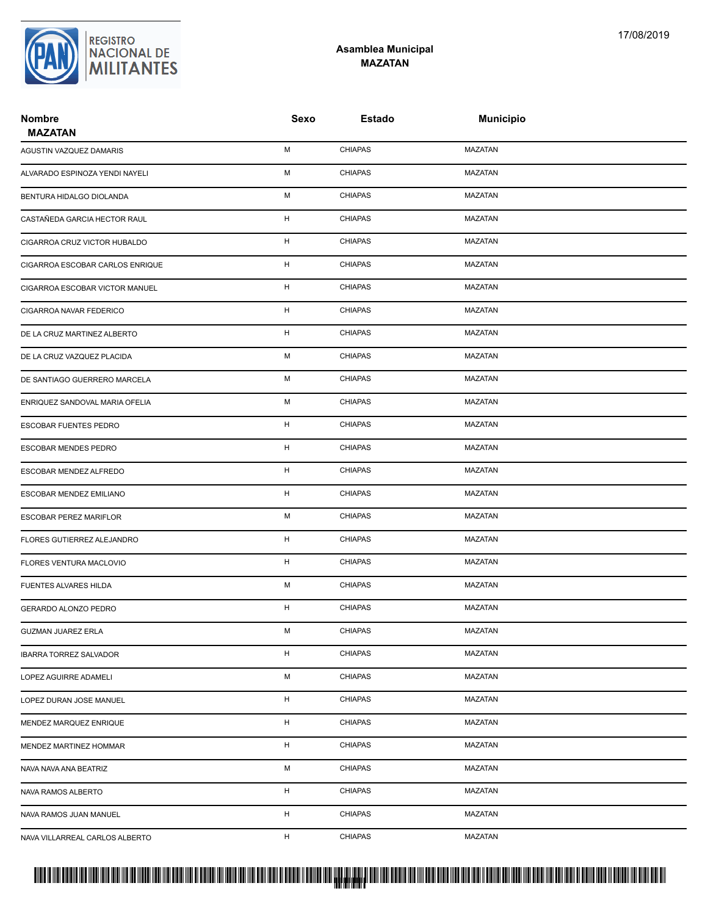REGISTRO NACIONAL DE MILITANTES

17/08/2019

## Asamblea Municipal
## MAZATAN

| Nombre MAZATAN | Sexo | Estado | Municipio |
|---|---|---|---|
| AGUSTIN VAZQUEZ DAMARIS | M | CHIAPAS | MAZATAN |
| ALVARADO ESPINOZA YENDI NAYELI | M | CHIAPAS | MAZATAN |
| BENTURA HIDALGO DIOLANDA | M | CHIAPAS | MAZATAN |
| CASTAÑEDA GARCIA HECTOR RAUL | H | CHIAPAS | MAZATAN |
| CIGARROA CRUZ VICTOR HUBALDO | H | CHIAPAS | MAZATAN |
| CIGARROA ESCOBAR CARLOS ENRIQUE | H | CHIAPAS | MAZATAN |
| CIGARROA ESCOBAR VICTOR MANUEL | H | CHIAPAS | MAZATAN |
| CIGARROA NAVAR FEDERICO | H | CHIAPAS | MAZATAN |
| DE LA CRUZ MARTINEZ ALBERTO | H | CHIAPAS | MAZATAN |
| DE LA CRUZ VAZQUEZ PLACIDA | M | CHIAPAS | MAZATAN |
| DE SANTIAGO GUERRERO MARCELA | M | CHIAPAS | MAZATAN |
| ENRIQUEZ SANDOVAL MARIA OFELIA | M | CHIAPAS | MAZATAN |
| ESCOBAR FUENTES PEDRO | H | CHIAPAS | MAZATAN |
| ESCOBAR MENDES PEDRO | H | CHIAPAS | MAZATAN |
| ESCOBAR MENDEZ ALFREDO | H | CHIAPAS | MAZATAN |
| ESCOBAR MENDEZ EMILIANO | H | CHIAPAS | MAZATAN |
| ESCOBAR PEREZ MARIFLOR | M | CHIAPAS | MAZATAN |
| FLORES GUTIERREZ ALEJANDRO | H | CHIAPAS | MAZATAN |
| FLORES VENTURA MACLOVIO | H | CHIAPAS | MAZATAN |
| FUENTES ALVARES HILDA | M | CHIAPAS | MAZATAN |
| GERARDO ALONZO PEDRO | H | CHIAPAS | MAZATAN |
| GUZMAN JUAREZ ERLA | M | CHIAPAS | MAZATAN |
| IBARRA TORREZ SALVADOR | H | CHIAPAS | MAZATAN |
| LOPEZ AGUIRRE ADAMELI | M | CHIAPAS | MAZATAN |
| LOPEZ DURAN JOSE MANUEL | H | CHIAPAS | MAZATAN |
| MENDEZ MARQUEZ ENRIQUE | H | CHIAPAS | MAZATAN |
| MENDEZ MARTINEZ HOMMAR | H | CHIAPAS | MAZATAN |
| NAVA NAVA ANA BEATRIZ | M | CHIAPAS | MAZATAN |
| NAVA RAMOS ALBERTO | H | CHIAPAS | MAZATAN |
| NAVA RAMOS JUAN MANUEL | H | CHIAPAS | MAZATAN |
| NAVA VILLARREAL CARLOS ALBERTO | H | CHIAPAS | MAZATAN |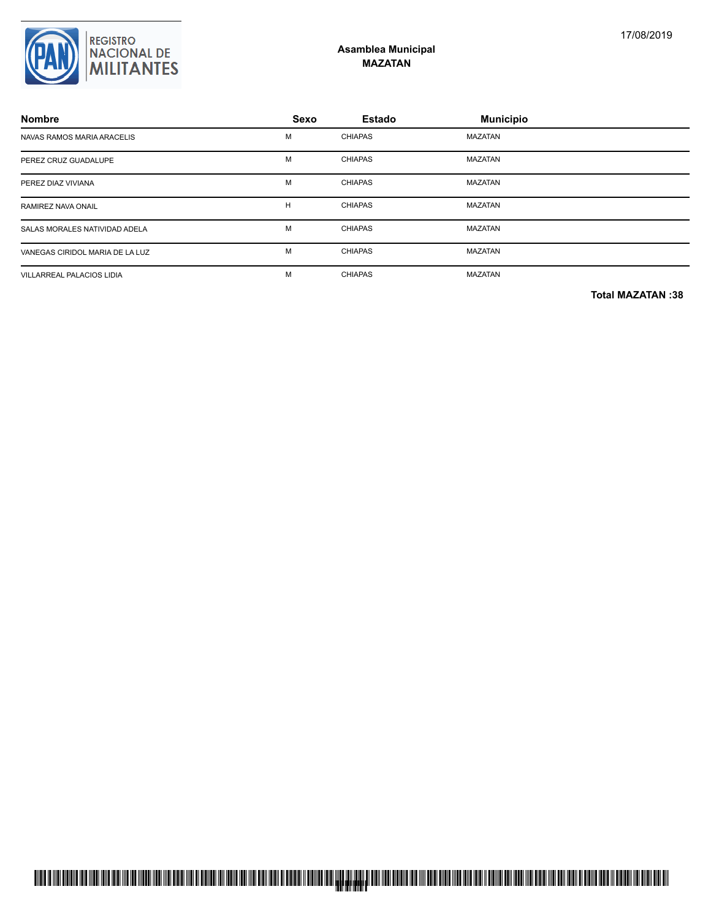**Asamblea Municipal**
**MAZATAN**

| Nombre | Sexo | Estado | Municipio |
|---|---|---|---|
| NAVAS RAMOS MARIA ARACELIS | M | CHIAPAS | MAZATAN |
| PEREZ CRUZ GUADALUPE | M | CHIAPAS | MAZATAN |
| PEREZ DIAZ VIVIANA | M | CHIAPAS | MAZATAN |
| RAMIREZ NAVA ONAIL | H | CHIAPAS | MAZATAN |
| SALAS MORALES NATIVIDAD ADELA | M | CHIAPAS | MAZATAN |
| VANEGAS CIRIDOL MARIA DE LA LUZ | M | CHIAPAS | MAZATAN |
| VILLARREAL PALACIOS LIDIA | M | CHIAPAS | MAZATAN |

**Total MAZATAN :38**